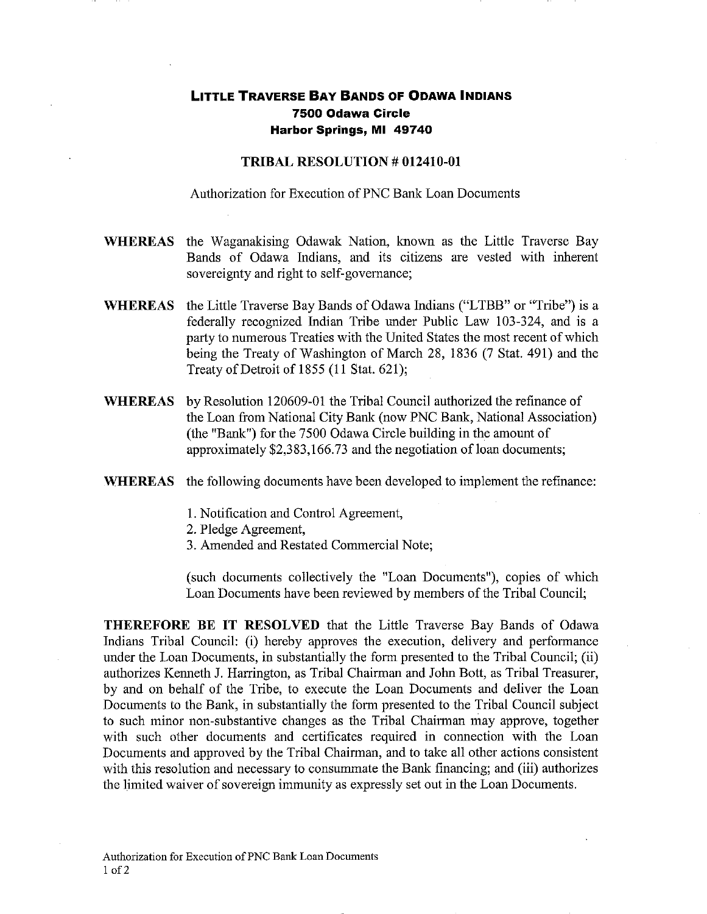# LITTLE TRAVERSE BAY BANDS OF ODAWA INDIANS
## 7500 Odawa Circle
## Harbor Springs, MI 49740

### TRIBAL RESOLUTION # 012410-01

Authorization for Execution of PNC Bank Loan Documents

**WHEREAS** the Waganakising Odawak Nation, known as the Little Traverse Bay Bands of Odawa Indians, and its citizens are vested with inherent sovereignty and right to self-governance;

**WHEREAS** the Little Traverse Bay Bands of Odawa Indians ("LTBB" or "Tribe") is a federally recognized Indian Tribe under Public Law 103-324, and is a party to numerous Treaties with the United States the most recent of which being the Treaty of Washington of March 28, 1836 (7 Stat. 491) and the Treaty of Detroit of 1855 (11 Stat. 621);

**WHEREAS** by Resolution 120609-01 the Tribal Council authorized the refinance of the Loan from National City Bank (now PNC Bank, National Association) (the "Bank") for the 7500 Odawa Circle building in the amount of approximately $2,383,166.73 and the negotiation of loan documents;

**WHEREAS** the following documents have been developed to implement the refinance:

1. Notification and Control Agreement,
2. Pledge Agreement,
3. Amended and Restated Commercial Note;

(such documents collectively the "Loan Documents"), copies of which Loan Documents have been reviewed by members of the Tribal Council;

**THEREFORE BE IT RESOLVED** that the Little Traverse Bay Bands of Odawa Indians Tribal Council: (i) hereby approves the execution, delivery and performance under the Loan Documents, in substantially the form presented to the Tribal Council; (ii) authorizes Kenneth J. Harrington, as Tribal Chairman and John Bott, as Tribal Treasurer, by and on behalf of the Tribe, to execute the Loan Documents and deliver the Loan Documents to the Bank, in substantially the form presented to the Tribal Council subject to such minor non-substantive changes as the Tribal Chairman may approve, together with such other documents and certificates required in connection with the Loan Documents and approved by the Tribal Chairman, and to take all other actions consistent with this resolution and necessary to consummate the Bank financing; and (iii) authorizes the limited waiver of sovereign immunity as expressly set out in the Loan Documents.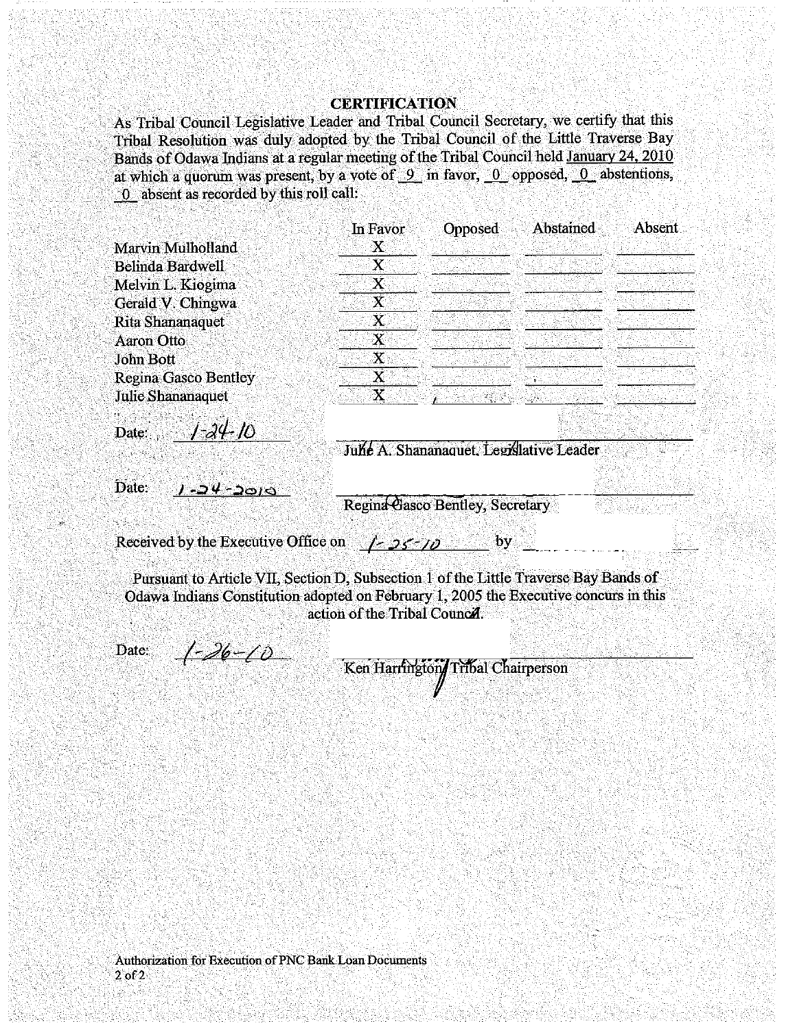## CERTIFICATION

As Tribal Council Legislative Leader and Tribal Council Secretary, we certify that this Tribal Resolution was duly adopted by the Tribal Council of the Little Traverse Bay Bands of Odawa Indians at a regular meeting of the Tribal Council held January 24, 2010 at which a quorum was present, by a vote of 9 in favor, 0 opposed, 0 abstentions, 0 absent as recorded by this roll call:

| | In Favor | Opposed | Abstained | Absent |
|---|---|---|---|---|
| Marvin Mulholland | X | | | |
| Belinda Bardwell | X | | | |
| Melvin L. Kiogima | X | | | |
| Gerald V. Chingwa | X | | | |
| Rita Shananaquet | X | | | |
| Aaron Otto | X | | | |
| John Bott | X | | | |
| Regina Gasco Bentley | X | | | |
| Julie Shananaquet | X | | | |

Date: 1-24-10 ______________________________
Julie A. Shananaquet, Legislative Leader

Date: 1-24-2010 ______________________________
Regina Gasco Bentley, Secretary

Received by the Executive Office on 1-25-10 by ______________

Pursuant to Article VII, Section D, Subsection 1 of the Little Traverse Bay Bands of Odawa Indians Constitution adopted on February 1, 2005 the Executive concurs in this action of the Tribal Council.

Date: 1-26-10 ______________________________
Ken Harrington, Tribal Chairperson

Authorization for Execution of PNC Bank Loan Documents